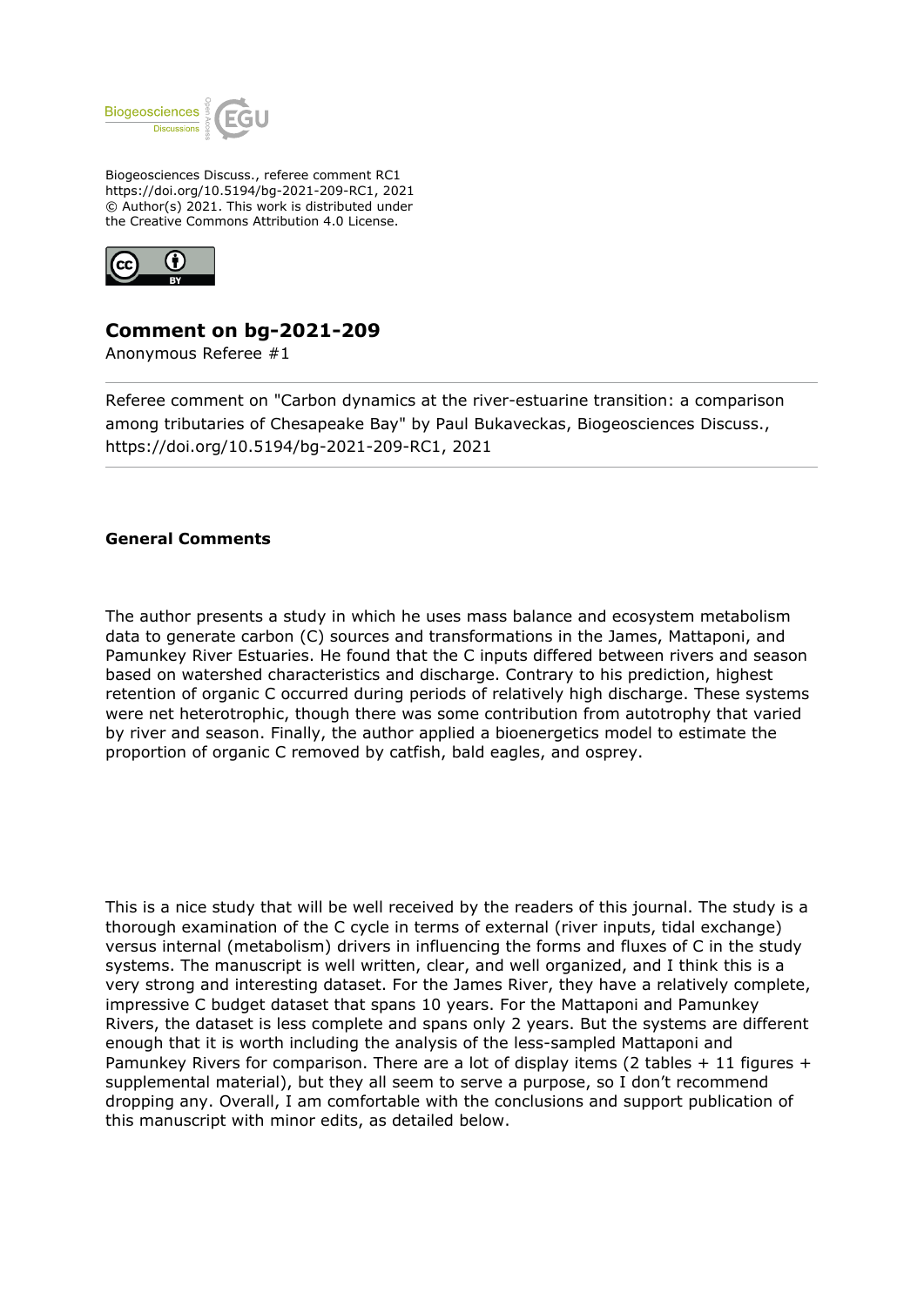Biogeosciences Discuss., referee comment RC1
https://doi.org/10.5194/bg-2021-209-RC1, 2021
© Author(s) 2021. This work is distributed under
the Creative Commons Attribution 4.0 License.

## Comment on bg-2021-209

Anonymous Referee #1

Referee comment on "Carbon dynamics at the river-estuarine transition: a comparison among tributaries of Chesapeake Bay" by Paul Bukaveckas, Biogeosciences Discuss., https://doi.org/10.5194/bg-2021-209-RC1, 2021

### General Comments

The author presents a study in which he uses mass balance and ecosystem metabolism data to generate carbon (C) sources and transformations in the James, Mattaponi, and Pamunkey River Estuaries. He found that the C inputs differed between rivers and season based on watershed characteristics and discharge. Contrary to his prediction, highest retention of organic C occurred during periods of relatively high discharge. These systems were net heterotrophic, though there was some contribution from autotrophy that varied by river and season. Finally, the author applied a bioenergetics model to estimate the proportion of organic C removed by catfish, bald eagles, and osprey.

This is a nice study that will be well received by the readers of this journal. The study is a thorough examination of the C cycle in terms of external (river inputs, tidal exchange) versus internal (metabolism) drivers in influencing the forms and fluxes of C in the study systems. The manuscript is well written, clear, and well organized, and I think this is a very strong and interesting dataset. For the James River, they have a relatively complete, impressive C budget dataset that spans 10 years. For the Mattaponi and Pamunkey Rivers, the dataset is less complete and spans only 2 years. But the systems are different enough that it is worth including the analysis of the less-sampled Mattaponi and Pamunkey Rivers for comparison. There are a lot of display items (2 tables + 11 figures + supplemental material), but they all seem to serve a purpose, so I don't recommend dropping any. Overall, I am comfortable with the conclusions and support publication of this manuscript with minor edits, as detailed below.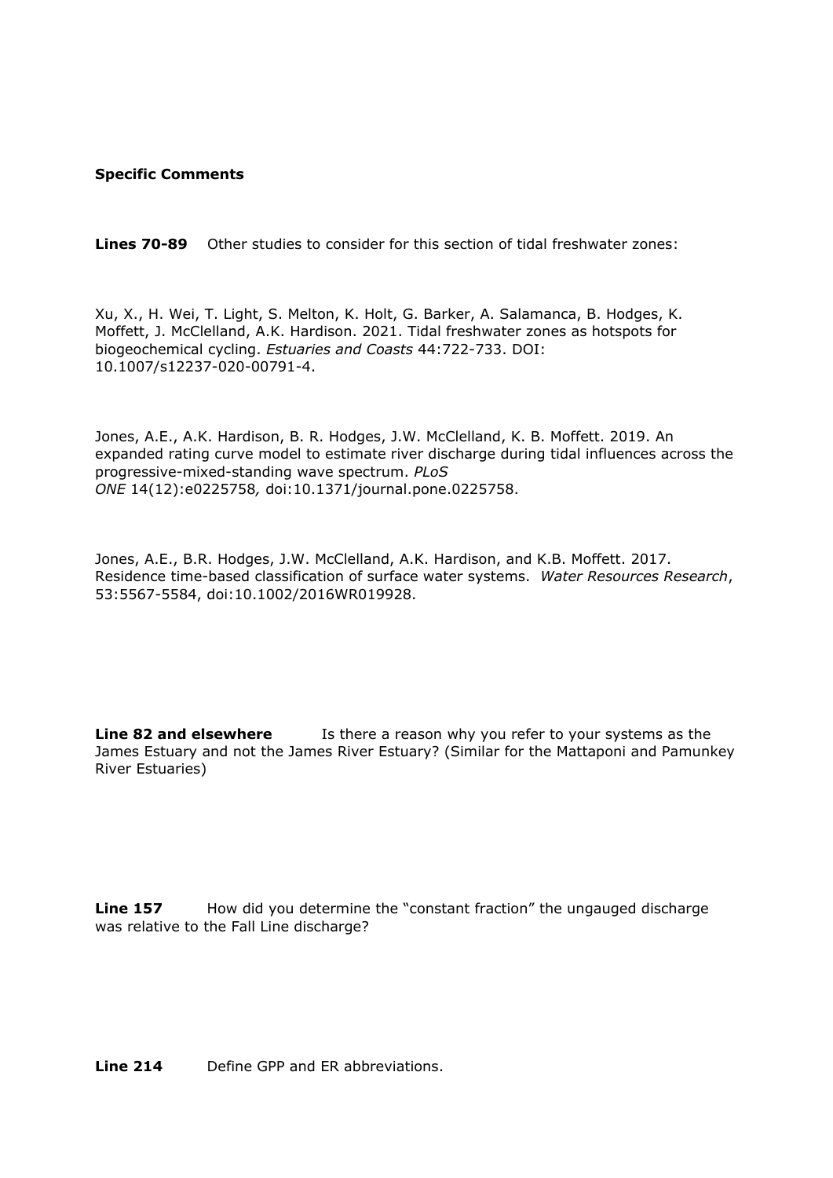**Specific Comments**

**Lines 70-89** Other studies to consider for this section of tidal freshwater zones:

Xu, X., H. Wei, T. Light, S. Melton, K. Holt, G. Barker, A. Salamanca, B. Hodges, K. Moffett, J. McClelland, A.K. Hardison. 2021. Tidal freshwater zones as hotspots for biogeochemical cycling. *Estuaries and Coasts* 44:722-733. DOI: 10.1007/s12237-020-00791-4.

Jones, A.E., A.K. Hardison, B. R. Hodges, J.W. McClelland, K. B. Moffett. 2019. An expanded rating curve model to estimate river discharge during tidal influences across the progressive-mixed-standing wave spectrum. *PLoS ONE* 14(12):e0225758*,* doi:10.1371/journal.pone.0225758.

Jones, A.E., B.R. Hodges, J.W. McClelland, A.K. Hardison, and K.B. Moffett. 2017. Residence time-based classification of surface water systems. *Water Resources Research*, 53:5567-5584, doi:10.1002/2016WR019928.

**Line 82 and elsewhere** Is there a reason why you refer to your systems as the James Estuary and not the James River Estuary? (Similar for the Mattaponi and Pamunkey River Estuaries)

**Line 157** How did you determine the "constant fraction" the ungauged discharge was relative to the Fall Line discharge?

**Line 214** Define GPP and ER abbreviations.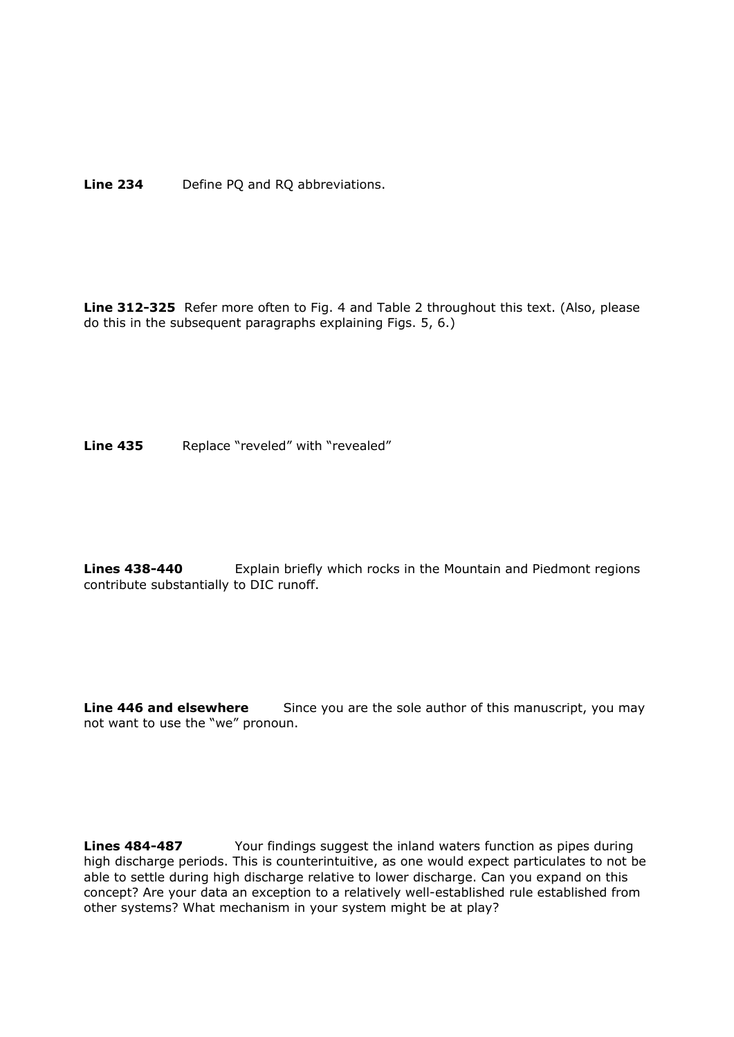**Line 234** Define PQ and RQ abbreviations.

**Line 312-325** Refer more often to Fig. 4 and Table 2 throughout this text. (Also, please do this in the subsequent paragraphs explaining Figs. 5, 6.)

**Line 435** Replace “reveled” with “revealed”

**Lines 438-440** Explain briefly which rocks in the Mountain and Piedmont regions contribute substantially to DIC runoff.

**Line 446 and elsewhere** Since you are the sole author of this manuscript, you may not want to use the “we” pronoun.

**Lines 484-487** Your findings suggest the inland waters function as pipes during high discharge periods. This is counterintuitive, as one would expect particulates to not be able to settle during high discharge relative to lower discharge. Can you expand on this concept? Are your data an exception to a relatively well-established rule established from other systems? What mechanism in your system might be at play?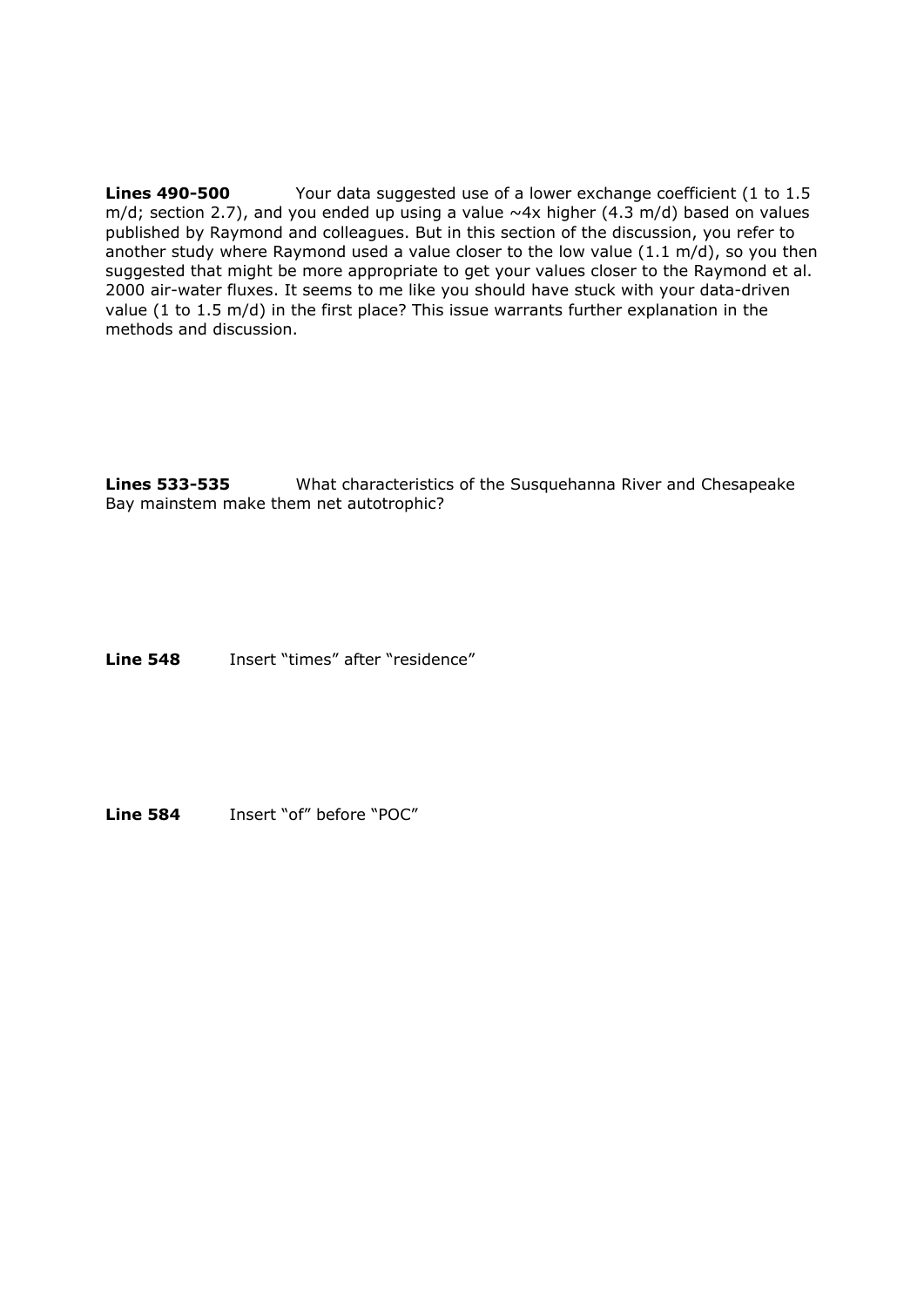**Lines 490-500** Your data suggested use of a lower exchange coefficient (1 to 1.5 m/d; section 2.7), and you ended up using a value ~4x higher (4.3 m/d) based on values published by Raymond and colleagues. But in this section of the discussion, you refer to another study where Raymond used a value closer to the low value (1.1 m/d), so you then suggested that might be more appropriate to get your values closer to the Raymond et al. 2000 air-water fluxes. It seems to me like you should have stuck with your data-driven value (1 to 1.5 m/d) in the first place? This issue warrants further explanation in the methods and discussion.

**Lines 533-535** What characteristics of the Susquehanna River and Chesapeake Bay mainstem make them net autotrophic?

**Line 548** Insert "times" after "residence"

**Line 584** Insert "of" before "POC"